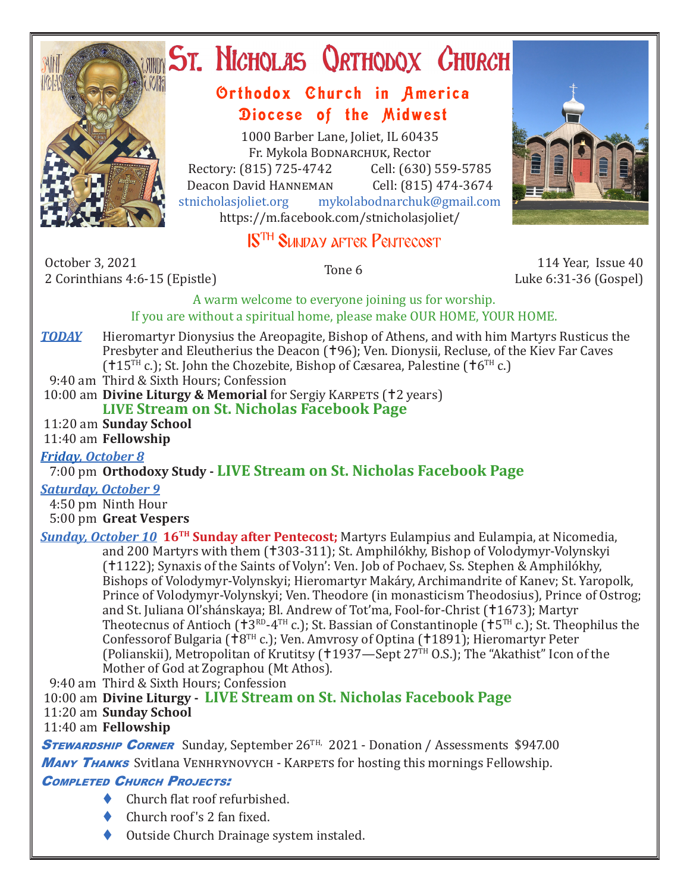# St. Nicholas Orthodox Church

## Orthodox Church in America
## Diocese of the Midwest

1000 Barber Lane, Joliet, IL 60435
Fr. Mykola Bodnarchuk, Rector
Rectory: (815) 725-4742 Cell: (630) 559-5785
Deacon David Hanneman Cell: (815) 474-3674
stnicholasjoliet.org mykolabodnarchuk@gmail.com
https://m.facebook.com/stnicholasjoliet/

## 15TH Sunday after Pentecost

October 3, 2021
2 Corinthians 4:6-15 (Epistle)

Tone 6

114 Year, Issue 40
Luke 6:31-36 (Gospel)

A warm welcome to everyone joining us for worship.
If you are without a spiritual home, please make OUR HOME, YOUR HOME.

***TODAY*** Hieromartyr Dionysius the Areopagite, Bishop of Athens, and with him Martyrs Rusticus the Presbyter and Eleutherius the Deacon (†96); Ven. Dionysii, Recluse, of the Kiev Far Caves (†15TH c.); St. John the Chozebite, Bishop of Cæsarea, Palestine (†6TH c.)

9:40 am Third & Sixth Hours; Confession
10:00 am **Divine Liturgy & Memorial** for Sergiy Karpets (†2 years)
**LIVE Stream on St. Nicholas Facebook Page**
11:20 am **Sunday School**
11:40 am **Fellowship**

***Friday, October 8***

7:00 pm **Orthodoxy Study - LIVE Stream on St. Nicholas Facebook Page**

***Saturday, October 9***

4:50 pm Ninth Hour
5:00 pm **Great Vespers**

***Sunday, October 10*** **16TH Sunday after Pentecost;** Martyrs Eulampius and Eulampia, at Nicomedia, and 200 Martyrs with them (†303-311); St. Amphilókhy, Bishop of Volodymyr-Volynskyi (†1122); Synaxis of the Saints of Volyn': Ven. Job of Pochaev, Ss. Stephen & Amphilókhy, Bishops of Volodymyr-Volynskyi; Hieromartyr Makáry, Archimandrite of Kanev; St. Yaropolk, Prince of Volodymyr-Volynskyi; Ven. Theodore (in monasticism Theodosius), Prince of Ostrog; and St. Juliana Ol'shánskaya; Bl. Andrew of Tot'ma, Fool-for-Christ (†1673); Martyr Theotecnus of Antioch (†3RD-4TH c.); St. Bassian of Constantinople (†5TH c.); St. Theophilus the Confessorof Bulgaria (†8TH c.); Ven. Amvrosy of Optina (†1891); Hieromartyr Peter (Polianskii), Metropolitan of Krutitsy (†1937—Sept 27TH O.S.); The "Akathist" Icon of the Mother of God at Zographou (Mt Athos).

9:40 am Third & Sixth Hours; Confession
10:00 am **Divine Liturgy - LIVE Stream on St. Nicholas Facebook Page**
11:20 am **Sunday School**
11:40 am **Fellowship**

***Stewardship Corner*** Sunday, September 26TH, 2021 - Donation / Assessments $947.00

***Many Thanks*** Svitlana Venhrynovych - Karpets for hosting this mornings Fellowship.

***Completed Church Projects:***

- Church flat roof refurbished.
- Church roof's 2 fan fixed.
- Outside Church Drainage system instaled.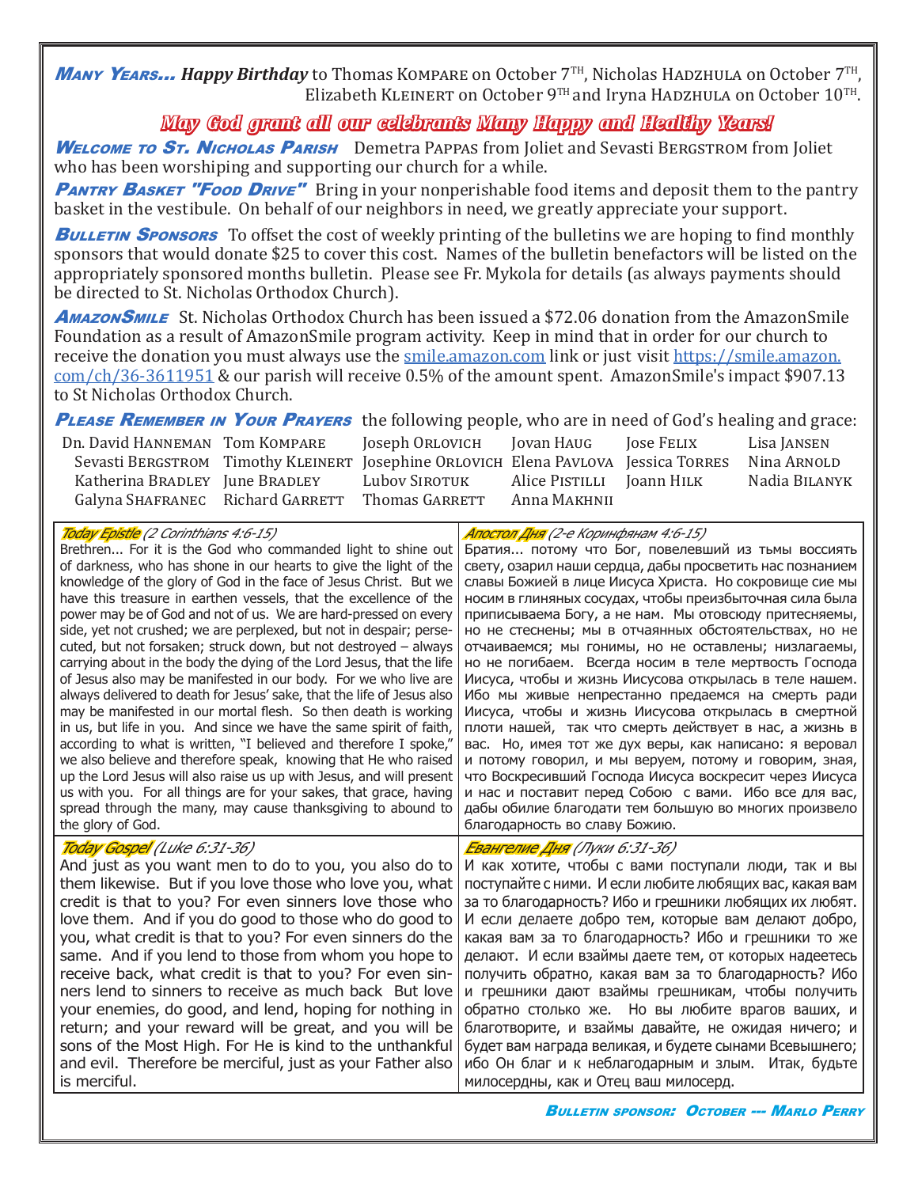***Many Years... Happy Birthday*** to Thomas KOMPARE on October 7TH, Nicholas HADZHULA on October 7TH, Elizabeth KLEINERT on October 9TH and Iryna HADZHULA on October 10TH.

***May God grant all our celebrants Many Happy and Healthy Years!***

***Welcome to St. Nicholas Parish*** Demetra PAPPAS from Joliet and Sevasti BERGSTROM from Joliet who has been worshiping and supporting our church for a while.

***Pantry Basket "Food Drive"*** Bring in your nonperishable food items and deposit them to the pantry basket in the vestibule. On behalf of our neighbors in need, we greatly appreciate your support.

***Bulletin Sponsors*** To offset the cost of weekly printing of the bulletins we are hoping to find monthly sponsors that would donate $25 to cover this cost. Names of the bulletin benefactors will be listed on the appropriately sponsored months bulletin. Please see Fr. Mykola for details (as always payments should be directed to St. Nicholas Orthodox Church).

***AmazonSmile*** St. Nicholas Orthodox Church has been issued a $72.06 donation from the AmazonSmile Foundation as a result of AmazonSmile program activity. Keep in mind that in order for our church to receive the donation you must always use the smile.amazon.com link or just visit https://smile.amazon.com/ch/36-3611951 & our parish will receive 0.5% of the amount spent. AmazonSmile's impact $907.13 to St Nicholas Orthodox Church.

***Please Remember in Your Prayers*** the following people, who are in need of God's healing and grace:

| | | | | | |
|---|---|---|---|---|---|
| Dn. David HANNEMAN | Tom KOMPARE | Joseph ORLOVICH | Jovan HAUG | Jose FELIX | Lisa JANSEN |
| Sevasti BERGSTROM | Timothy KLEINERT | Josephine ORLOVICH | Elena PAVLOVA | Jessica TORRES | Nina ARNOLD |
| Katherina BRADLEY | June BRADLEY | Lubov SIROTUK | Alice PISTILLI | Joann HILK | Nadia BILANYK |
| Galyna SHAFRANEC | Richard GARRETT | Thomas GARRETT | Anna MAKHNII | | |

*Today Epistle (2 Corinthians 4:6-15)*

Brethren... For it is the God who commanded light to shine out of darkness, who has shone in our hearts to give the light of the knowledge of the glory of God in the face of Jesus Christ. But we have this treasure in earthen vessels, that the excellence of the power may be of God and not of us. We are hard-pressed on every side, yet not crushed; we are perplexed, but not in despair; persecuted, but not forsaken; struck down, but not destroyed – always carrying about in the body the dying of the Lord Jesus, that the life of Jesus also may be manifested in our body. For we who live are always delivered to death for Jesus' sake, that the life of Jesus also may be manifested in our mortal flesh. So then death is working in us, but life in you. And since we have the same spirit of faith, according to what is written, "I believed and therefore I spoke," we also believe and therefore speak, knowing that He who raised up the Lord Jesus will also raise us up with Jesus, and will present us with you. For all things are for your sakes, that grace, having spread through the many, may cause thanksgiving to abound to the glory of God.

*Апостол Дня (2-е Коринфянам 4:6-15)*

Братия... потому что Бог, повелевший из тьмы воссиять свету, озарил наши сердца, дабы просветить нас познанием славы Божией в лице Иисуса Христа. Но сокровище сие мы носим в глиняных сосудах, чтобы преизбыточная сила была приписываема Богу, а не нам. Мы отовсюду притесняемы, но не стеснены; мы в отчаянных обстоятельствах, но не отчаиваемся; мы гонимы, но не оставлены; низлагаемы, но не погибаем. Всегда носим в теле мертвость Господа Иисуса, чтобы и жизнь Иисусова открылась в теле нашем. Ибо мы живые непрестанно предаемся на смерть ради Иисуса, чтобы и жизнь Иисусова открылась в смертной плоти нашей, так что смерть действует в нас, а жизнь в вас. Но, имея тот же дух веры, как написано: я веровал и потому говорил, и мы веруем, потому и говорим, зная, что Воскресивший Господа Иисуса воскресит через Иисуса и нас и поставит перед Собою с вами. Ибо все для вас, дабы обилие благодати тем большую во многих произвело благодарность во славу Божию.

*Today Gospel (Luke 6:31-36)*

And just as you want men to do to you, you also do to them likewise. But if you love those who love you, what credit is that to you? For even sinners love those who love them. And if you do good to those who do good to you, what credit is that to you? For even sinners do the same. And if you lend to those from whom you hope to receive back, what credit is that to you? For even sinners lend to sinners to receive as much back But love your enemies, do good, and lend, hoping for nothing in return; and your reward will be great, and you will be sons of the Most High. For He is kind to the unthankful and evil. Therefore be merciful, just as your Father also is merciful.

*Евангелие Дня (Луки 6:31-36)*

И как хотите, чтобы с вами поступали люди, так и вы поступайте с ними. И если любите любящих вас, какая вам за то благодарность? Ибо и грешники любящих их любят. И если делаете добро тем, которые вам делают добро, какая вам за то благодарность? Ибо и грешники то же делают. И если взаймы даете тем, от которых надеетесь получить обратно, какая вам за то благодарность? Ибо и грешники дают взаймы грешникам, чтобы получить обратно столько же. Но вы любите врагов ваших, и благотворите, и взаймы давайте, не ожидая ничего; и будет вам награда великая, и будете сынами Всевышнего; ибо Он благ и к неблагодарным и злым. Итак, будьте милосердны, как и Отец ваш милосерд.

***Bulletin sponsor: October --- Marlo Perry***